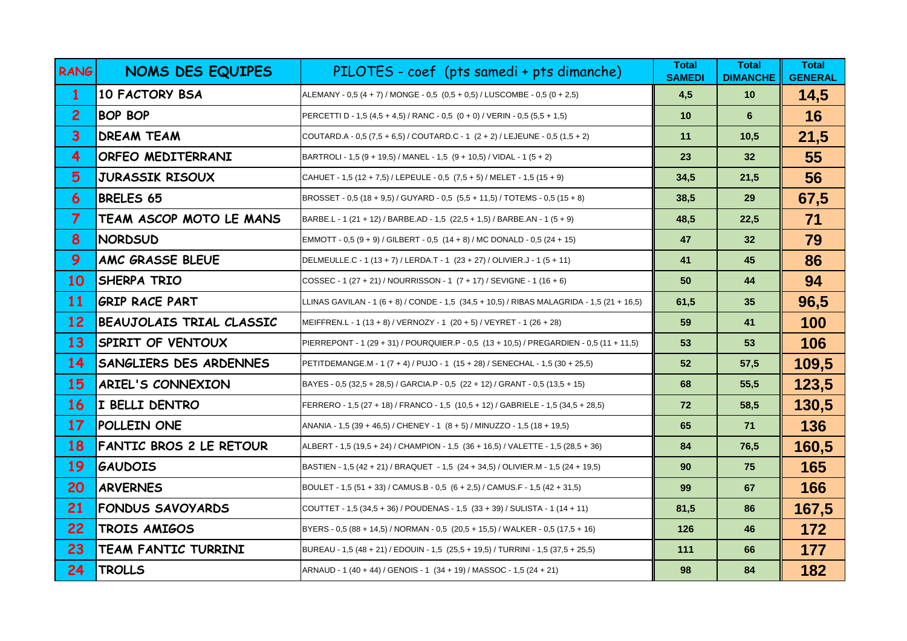| RANG | NOMS DES EQUIPES | PILOTES - coef (pts samedi + pts dimanche) | Total SAMEDI | Total DIMANCHE | Total GENERAL |
|---|---|---|---|---|---|
| 1 | 10 FACTORY BSA | ALEMANY - 0,5 (4 + 7) / MONGE - 0,5 (0,5 + 0,5) / LUSCOMBE - 0,5 (0 + 2,5) | 4,5 | 10 | 14,5 |
| 2 | BOP BOP | PERCETTI D - 1,5 (4,5 + 4,5) / RANC - 0,5 (0 + 0) / VERIN - 0,5 (5,5 + 1,5) | 10 | 6 | 16 |
| 3 | DREAM TEAM | COUTARD.A - 0,5 (7,5 + 6,5) / COUTARD.C - 1 (2 + 2) / LEJEUNE - 0,5 (1,5 + 2) | 11 | 10,5 | 21,5 |
| 4 | ORFEO MEDITERRANI | BARTROLI - 1,5 (9 + 19,5) / MANEL - 1,5 (9 + 10,5) / VIDAL - 1 (5 + 2) | 23 | 32 | 55 |
| 5 | JURASSIK RISOUX | CAHUET - 1,5 (12 + 7,5) / LEPEULE - 0,5 (7,5 + 5) / MELET - 1,5 (15 + 9) | 34,5 | 21,5 | 56 |
| 6 | BRELES 65 | BROSSET - 0,5 (18 + 9,5) / GUYARD - 0,5 (5,5 + 11,5) / TOTEMS - 0,5 (15 + 8) | 38,5 | 29 | 67,5 |
| 7 | TEAM ASCOP MOTO LE MANS | BARBE.L - 1 (21 + 12) / BARBE.AD - 1,5 (22,5 + 1,5) / BARBE.AN - 1 (5 + 9) | 48,5 | 22,5 | 71 |
| 8 | NORDSUD | EMMOTT - 0,5 (9 + 9) / GILBERT - 0,5 (14 + 8) / MC DONALD - 0,5 (24 + 15) | 47 | 32 | 79 |
| 9 | AMC GRASSE BLEUE | DELMEULLE.C - 1 (13 + 7) / LERDA.T - 1 (23 + 27) / OLIVIER.J - 1 (5 + 11) | 41 | 45 | 86 |
| 10 | SHERPA TRIO | COSSEC - 1 (27 + 21) / NOURRISSON - 1 (7 + 17) / SEVIGNE - 1 (16 + 6) | 50 | 44 | 94 |
| 11 | GRIP RACE PART | LLINAS GAVILAN - 1 (6 + 8) / CONDE - 1,5 (34,5 + 10,5) / RIBAS MALAGRIDA - 1,5 (21 + 16,5) | 61,5 | 35 | 96,5 |
| 12 | BEAUJOLAIS TRIAL CLASSIC | MEIFFREN.L - 1 (13 + 8) / VERNOZY - 1 (20 + 5) / VEYRET - 1 (26 + 28) | 59 | 41 | 100 |
| 13 | SPIRIT OF VENTOUX | PIERREPONT - 1 (29 + 31) / POURQUIER.P - 0,5 (13 + 10,5) / PREGARDIEN - 0,5 (11 + 11,5) | 53 | 53 | 106 |
| 14 | SANGLIERS DES ARDENNES | PETITDEMANGE.M - 1 (7 + 4) / PUJO - 1 (15 + 28) / SENECHAL - 1,5 (30 + 25,5) | 52 | 57,5 | 109,5 |
| 15 | ARIEL'S CONNEXION | BAYES - 0,5 (32,5 + 28,5) / GARCIA.P - 0,5 (22 + 12) / GRANT - 0,5 (13,5 + 15) | 68 | 55,5 | 123,5 |
| 16 | I BELLI DENTRO | FERRERO - 1,5 (27 + 18) / FRANCO - 1,5 (10,5 + 12) / GABRIELE - 1,5 (34,5 + 28,5) | 72 | 58,5 | 130,5 |
| 17 | POLLEIN ONE | ANANIA - 1,5 (39 + 46,5) / CHENEY - 1 (8 + 5) / MINUZZO - 1,5 (18 + 19,5) | 65 | 71 | 136 |
| 18 | FANTIC BROS 2 LE RETOUR | ALBERT - 1,5 (19,5 + 24) / CHAMPION - 1,5 (36 + 16,5) / VALETTE - 1,5 (28,5 + 36) | 84 | 76,5 | 160,5 |
| 19 | GAUDOIS | BASTIEN - 1,5 (42 + 21) / BRAQUET - 1,5 (24 + 34,5) / OLIVIER.M - 1,5 (24 + 19,5) | 90 | 75 | 165 |
| 20 | ARVERNES | BOULET - 1,5 (51 + 33) / CAMUS.B - 0,5 (6 + 2,5) / CAMUS.F - 1,5 (42 + 31,5) | 99 | 67 | 166 |
| 21 | FONDUS SAVOYARDS | COUTTET - 1,5 (34,5 + 36) / POUDENAS - 1,5 (33 + 39) / SULISTA - 1 (14 + 11) | 81,5 | 86 | 167,5 |
| 22 | TROIS AMIGOS | BYERS - 0,5 (88 + 14,5) / NORMAN - 0,5 (20,5 + 15,5) / WALKER - 0,5 (17,5 + 16) | 126 | 46 | 172 |
| 23 | TEAM FANTIC TURRINI | BUREAU - 1,5 (48 + 21) / EDOUIN - 1,5 (25,5 + 19,5) / TURRINI - 1,5 (37,5 + 25,5) | 111 | 66 | 177 |
| 24 | TROLLS | ARNAUD - 1 (40 + 44) / GENOIS - 1 (34 + 19) / MASSOC - 1,5 (24 + 21) | 98 | 84 | 182 |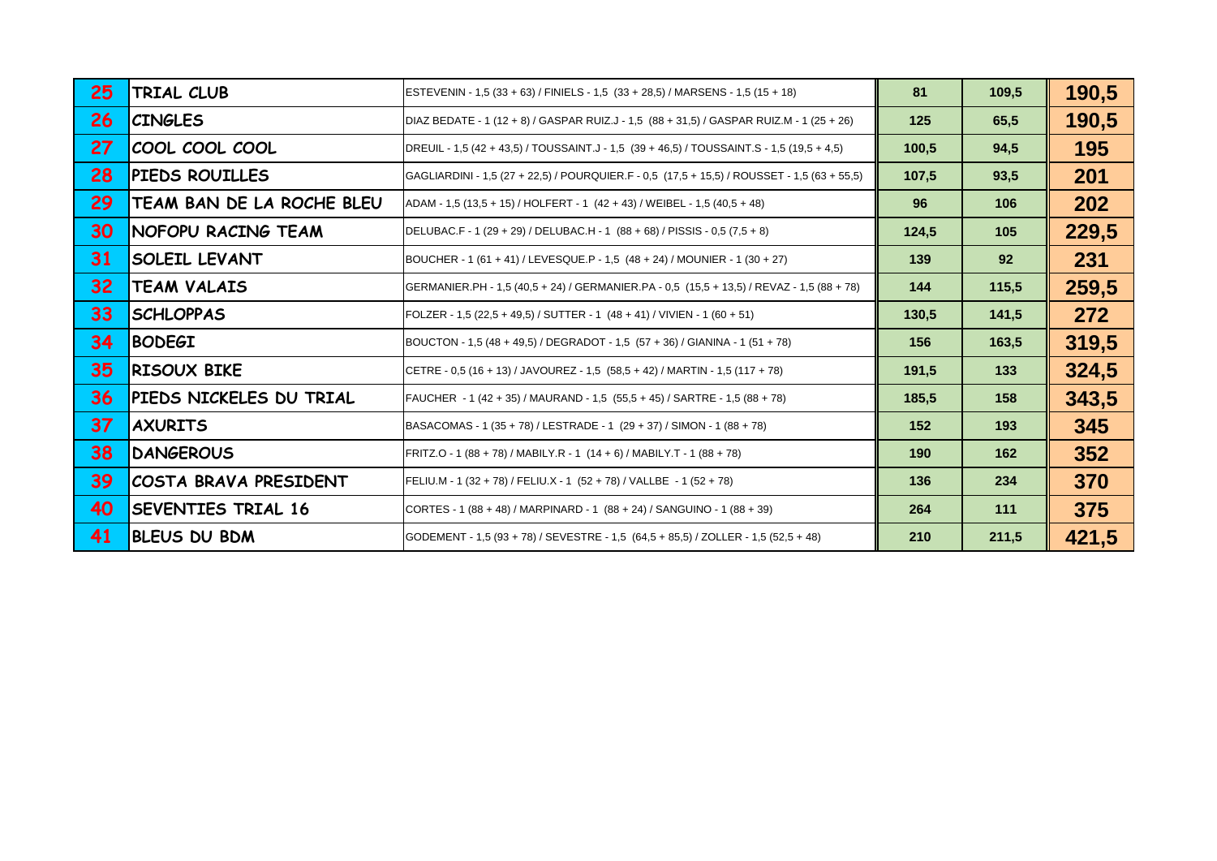| | | | | | |
|---|---|---|---|---|---|
| 25 | TRIAL CLUB | ESTEVENIN - 1,5 (33 + 63) / FINIELS - 1,5 (33 + 28,5) / MARSENS - 1,5 (15 + 18) | 81 | 109,5 | 190,5 |
| 26 | CINGLES | DIAZ BEDATE - 1 (12 + 8) / GASPAR RUIZ.J - 1,5 (88 + 31,5) / GASPAR RUIZ.M - 1 (25 + 26) | 125 | 65,5 | 190,5 |
| 27 | COOL COOL COOL | DREUIL - 1,5 (42 + 43,5) / TOUSSAINT.J - 1,5 (39 + 46,5) / TOUSSAINT.S - 1,5 (19,5 + 4,5) | 100,5 | 94,5 | 195 |
| 28 | PIEDS ROUILLES | GAGLIARDINI - 1,5 (27 + 22,5) / POURQUIER.F - 0,5 (17,5 + 15,5) / ROUSSET - 1,5 (63 + 55,5) | 107,5 | 93,5 | 201 |
| 29 | TEAM BAN DE LA ROCHE BLEU | ADAM - 1,5 (13,5 + 15) / HOLFERT - 1 (42 + 43) / WEIBEL - 1,5 (40,5 + 48) | 96 | 106 | 202 |
| 30 | NOFOPU RACING TEAM | DELUBAC.F - 1 (29 + 29) / DELUBAC.H - 1 (88 + 68) / PISSIS - 0,5 (7,5 + 8) | 124,5 | 105 | 229,5 |
| 31 | SOLEIL LEVANT | BOUCHER - 1 (61 + 41) / LEVESQUE.P - 1,5 (48 + 24) / MOUNIER - 1 (30 + 27) | 139 | 92 | 231 |
| 32 | TEAM VALAIS | GERMANIER.PH - 1,5 (40,5 + 24) / GERMANIER.PA - 0,5 (15,5 + 13,5) / REVAZ - 1,5 (88 + 78) | 144 | 115,5 | 259,5 |
| 33 | SCHLOPPAS | FOLZER - 1,5 (22,5 + 49,5) / SUTTER - 1 (48 + 41) / VIVIEN - 1 (60 + 51) | 130,5 | 141,5 | 272 |
| 34 | BODEGI | BOUCTON - 1,5 (48 + 49,5) / DEGRADOT - 1,5 (57 + 36) / GIANINA - 1 (51 + 78) | 156 | 163,5 | 319,5 |
| 35 | RISOUX BIKE | CETRE - 0,5 (16 + 13) / JAVOUREZ - 1,5 (58,5 + 42) / MARTIN - 1,5 (117 + 78) | 191,5 | 133 | 324,5 |
| 36 | PIEDS NICKELES DU TRIAL | FAUCHER - 1 (42 + 35) / MAURAND - 1,5 (55,5 + 45) / SARTRE - 1,5 (88 + 78) | 185,5 | 158 | 343,5 |
| 37 | AXURITS | BASACOMAS - 1 (35 + 78) / LESTRADE - 1 (29 + 37) / SIMON - 1 (88 + 78) | 152 | 193 | 345 |
| 38 | DANGEROUS | FRITZ.O - 1 (88 + 78) / MABILY.R - 1 (14 + 6) / MABILY.T - 1 (88 + 78) | 190 | 162 | 352 |
| 39 | COSTA BRAVA PRESIDENT | FELIU.M - 1 (32 + 78) / FELIU.X - 1 (52 + 78) / VALLBE - 1 (52 + 78) | 136 | 234 | 370 |
| 40 | SEVENTIES TRIAL 16 | CORTES - 1 (88 + 48) / MARPINARD - 1 (88 + 24) / SANGUINO - 1 (88 + 39) | 264 | 111 | 375 |
| 41 | BLEUS DU BDM | GODEMENT - 1,5 (93 + 78) / SEVESTRE - 1,5 (64,5 + 85,5) / ZOLLER - 1,5 (52,5 + 48) | 210 | 211,5 | 421,5 |